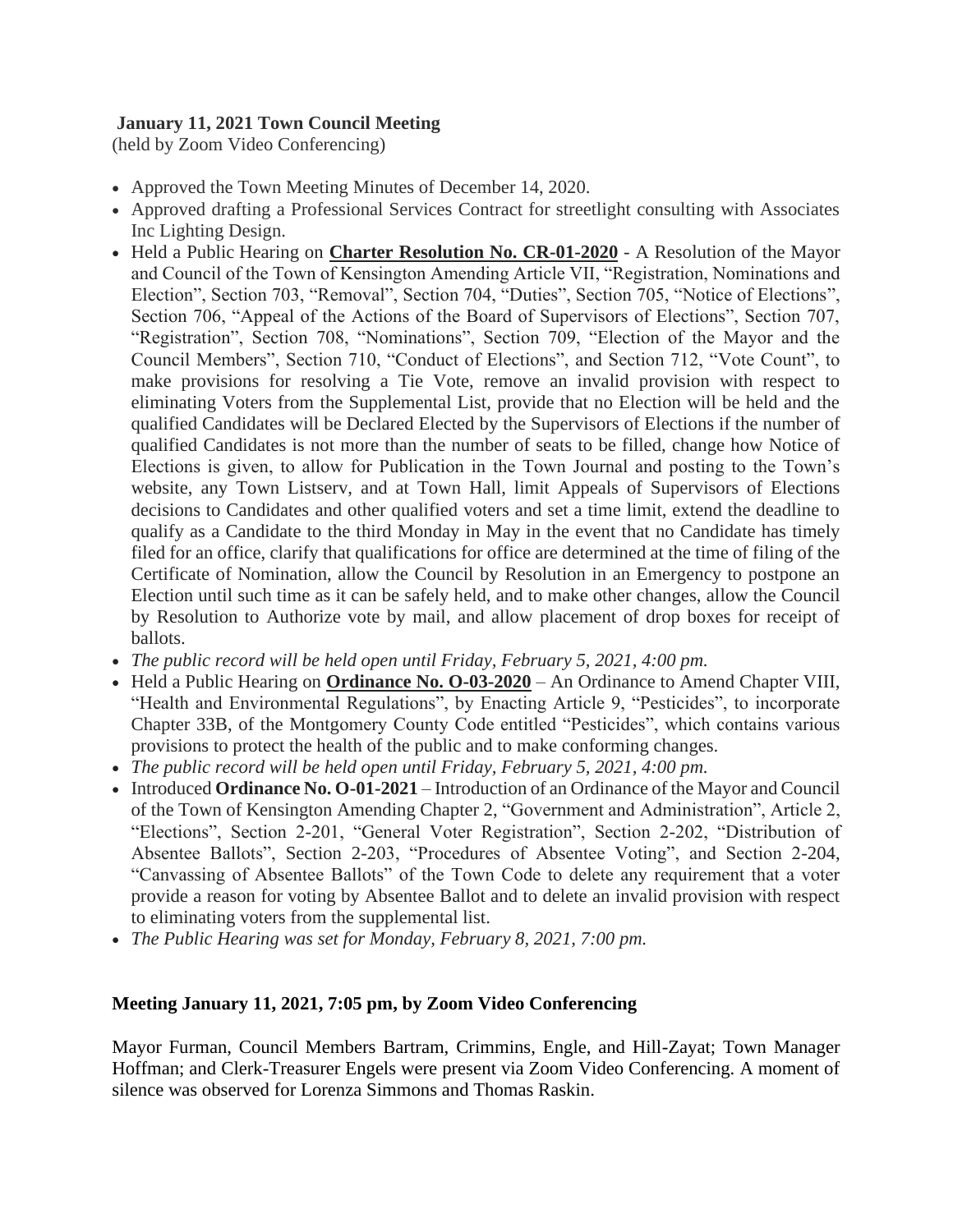**January 11, 2021 Town Council Meeting**
(held by Zoom Video Conferencing)

- Approved the Town Meeting Minutes of December 14, 2020.
- Approved drafting a Professional Services Contract for streetlight consulting with Associates Inc Lighting Design.
- Held a Public Hearing on **Charter Resolution No. CR-01-2020** - A Resolution of the Mayor and Council of the Town of Kensington Amending Article VII, "Registration, Nominations and Election", Section 703, "Removal", Section 704, "Duties", Section 705, "Notice of Elections", Section 706, "Appeal of the Actions of the Board of Supervisors of Elections", Section 707, "Registration", Section 708, "Nominations", Section 709, "Election of the Mayor and the Council Members", Section 710, "Conduct of Elections", and Section 712, "Vote Count", to make provisions for resolving a Tie Vote, remove an invalid provision with respect to eliminating Voters from the Supplemental List, provide that no Election will be held and the qualified Candidates will be Declared Elected by the Supervisors of Elections if the number of qualified Candidates is not more than the number of seats to be filled, change how Notice of Elections is given, to allow for Publication in the Town Journal and posting to the Town's website, any Town Listserv, and at Town Hall, limit Appeals of Supervisors of Elections decisions to Candidates and other qualified voters and set a time limit, extend the deadline to qualify as a Candidate to the third Monday in May in the event that no Candidate has timely filed for an office, clarify that qualifications for office are determined at the time of filing of the Certificate of Nomination, allow the Council by Resolution in an Emergency to postpone an Election until such time as it can be safely held, and to make other changes, allow the Council by Resolution to Authorize vote by mail, and allow placement of drop boxes for receipt of ballots.
- *The public record will be held open until Friday, February 5, 2021, 4:00 pm.*
- Held a Public Hearing on **Ordinance No. O-03-2020** – An Ordinance to Amend Chapter VIII, "Health and Environmental Regulations", by Enacting Article 9, "Pesticides", to incorporate Chapter 33B, of the Montgomery County Code entitled "Pesticides", which contains various provisions to protect the health of the public and to make conforming changes.
- *The public record will be held open until Friday, February 5, 2021, 4:00 pm.*
- Introduced **Ordinance No. O-01-2021** – Introduction of an Ordinance of the Mayor and Council of the Town of Kensington Amending Chapter 2, "Government and Administration", Article 2, "Elections", Section 2-201, "General Voter Registration", Section 2-202, "Distribution of Absentee Ballots", Section 2-203, "Procedures of Absentee Voting", and Section 2-204, "Canvassing of Absentee Ballots" of the Town Code to delete any requirement that a voter provide a reason for voting by Absentee Ballot and to delete an invalid provision with respect to eliminating voters from the supplemental list.
- *The Public Hearing was set for Monday, February 8, 2021, 7:00 pm.*

**Meeting January 11, 2021, 7:05 pm, by Zoom Video Conferencing**

Mayor Furman, Council Members Bartram, Crimmins, Engle, and Hill-Zayat; Town Manager Hoffman; and Clerk-Treasurer Engels were present via Zoom Video Conferencing. A moment of silence was observed for Lorenza Simmons and Thomas Raskin.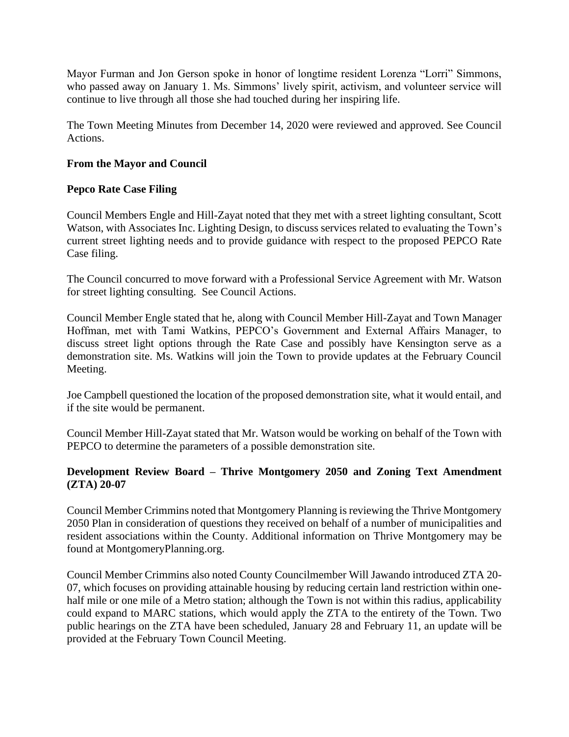Mayor Furman and Jon Gerson spoke in honor of longtime resident Lorenza "Lorri" Simmons, who passed away on January 1. Ms. Simmons' lively spirit, activism, and volunteer service will continue to live through all those she had touched during her inspiring life.

The Town Meeting Minutes from December 14, 2020 were reviewed and approved. See Council Actions.

**From the Mayor and Council**

**Pepco Rate Case Filing**

Council Members Engle and Hill-Zayat noted that they met with a street lighting consultant, Scott Watson, with Associates Inc. Lighting Design, to discuss services related to evaluating the Town's current street lighting needs and to provide guidance with respect to the proposed PEPCO Rate Case filing.

The Council concurred to move forward with a Professional Service Agreement with Mr. Watson for street lighting consulting. See Council Actions.

Council Member Engle stated that he, along with Council Member Hill-Zayat and Town Manager Hoffman, met with Tami Watkins, PEPCO's Government and External Affairs Manager, to discuss street light options through the Rate Case and possibly have Kensington serve as a demonstration site. Ms. Watkins will join the Town to provide updates at the February Council Meeting.

Joe Campbell questioned the location of the proposed demonstration site, what it would entail, and if the site would be permanent.

Council Member Hill-Zayat stated that Mr. Watson would be working on behalf of the Town with PEPCO to determine the parameters of a possible demonstration site.

**Development Review Board – Thrive Montgomery 2050 and Zoning Text Amendment (ZTA) 20-07**

Council Member Crimmins noted that Montgomery Planning is reviewing the Thrive Montgomery 2050 Plan in consideration of questions they received on behalf of a number of municipalities and resident associations within the County. Additional information on Thrive Montgomery may be found at MontgomeryPlanning.org.

Council Member Crimmins also noted County Councilmember Will Jawando introduced ZTA 20-07, which focuses on providing attainable housing by reducing certain land restriction within one-half mile or one mile of a Metro station; although the Town is not within this radius, applicability could expand to MARC stations, which would apply the ZTA to the entirety of the Town. Two public hearings on the ZTA have been scheduled, January 28 and February 11, an update will be provided at the February Town Council Meeting.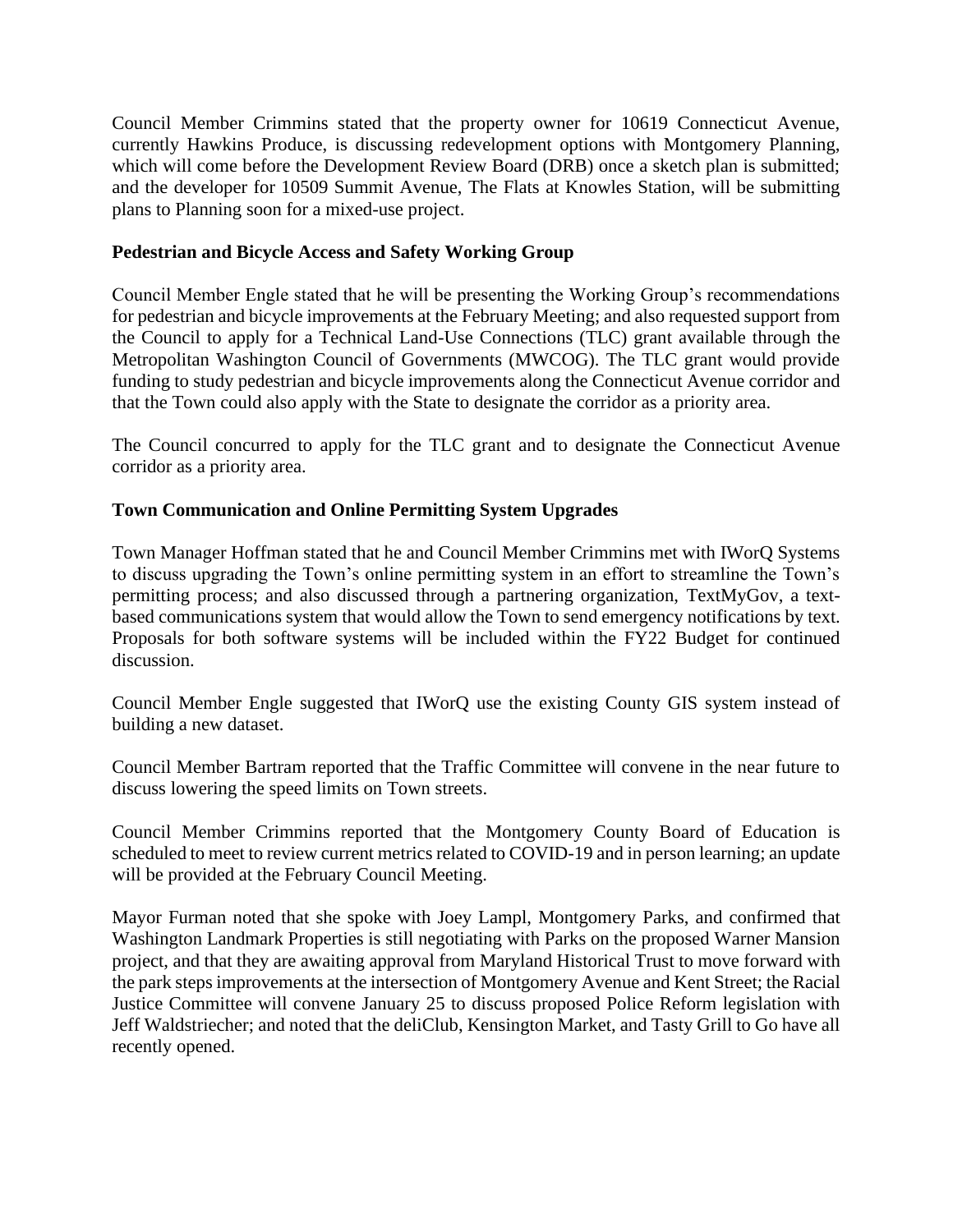Council Member Crimmins stated that the property owner for 10619 Connecticut Avenue, currently Hawkins Produce, is discussing redevelopment options with Montgomery Planning, which will come before the Development Review Board (DRB) once a sketch plan is submitted; and the developer for 10509 Summit Avenue, The Flats at Knowles Station, will be submitting plans to Planning soon for a mixed-use project.

**Pedestrian and Bicycle Access and Safety Working Group**

Council Member Engle stated that he will be presenting the Working Group's recommendations for pedestrian and bicycle improvements at the February Meeting; and also requested support from the Council to apply for a Technical Land-Use Connections (TLC) grant available through the Metropolitan Washington Council of Governments (MWCOG). The TLC grant would provide funding to study pedestrian and bicycle improvements along the Connecticut Avenue corridor and that the Town could also apply with the State to designate the corridor as a priority area.

The Council concurred to apply for the TLC grant and to designate the Connecticut Avenue corridor as a priority area.

**Town Communication and Online Permitting System Upgrades**

Town Manager Hoffman stated that he and Council Member Crimmins met with IWorQ Systems to discuss upgrading the Town's online permitting system in an effort to streamline the Town's permitting process; and also discussed through a partnering organization, TextMyGov, a text-based communications system that would allow the Town to send emergency notifications by text. Proposals for both software systems will be included within the FY22 Budget for continued discussion.

Council Member Engle suggested that IWorQ use the existing County GIS system instead of building a new dataset.

Council Member Bartram reported that the Traffic Committee will convene in the near future to discuss lowering the speed limits on Town streets.

Council Member Crimmins reported that the Montgomery County Board of Education is scheduled to meet to review current metrics related to COVID-19 and in person learning; an update will be provided at the February Council Meeting.

Mayor Furman noted that she spoke with Joey Lampl, Montgomery Parks, and confirmed that Washington Landmark Properties is still negotiating with Parks on the proposed Warner Mansion project, and that they are awaiting approval from Maryland Historical Trust to move forward with the park steps improvements at the intersection of Montgomery Avenue and Kent Street; the Racial Justice Committee will convene January 25 to discuss proposed Police Reform legislation with Jeff Waldstriecher; and noted that the deliClub, Kensington Market, and Tasty Grill to Go have all recently opened.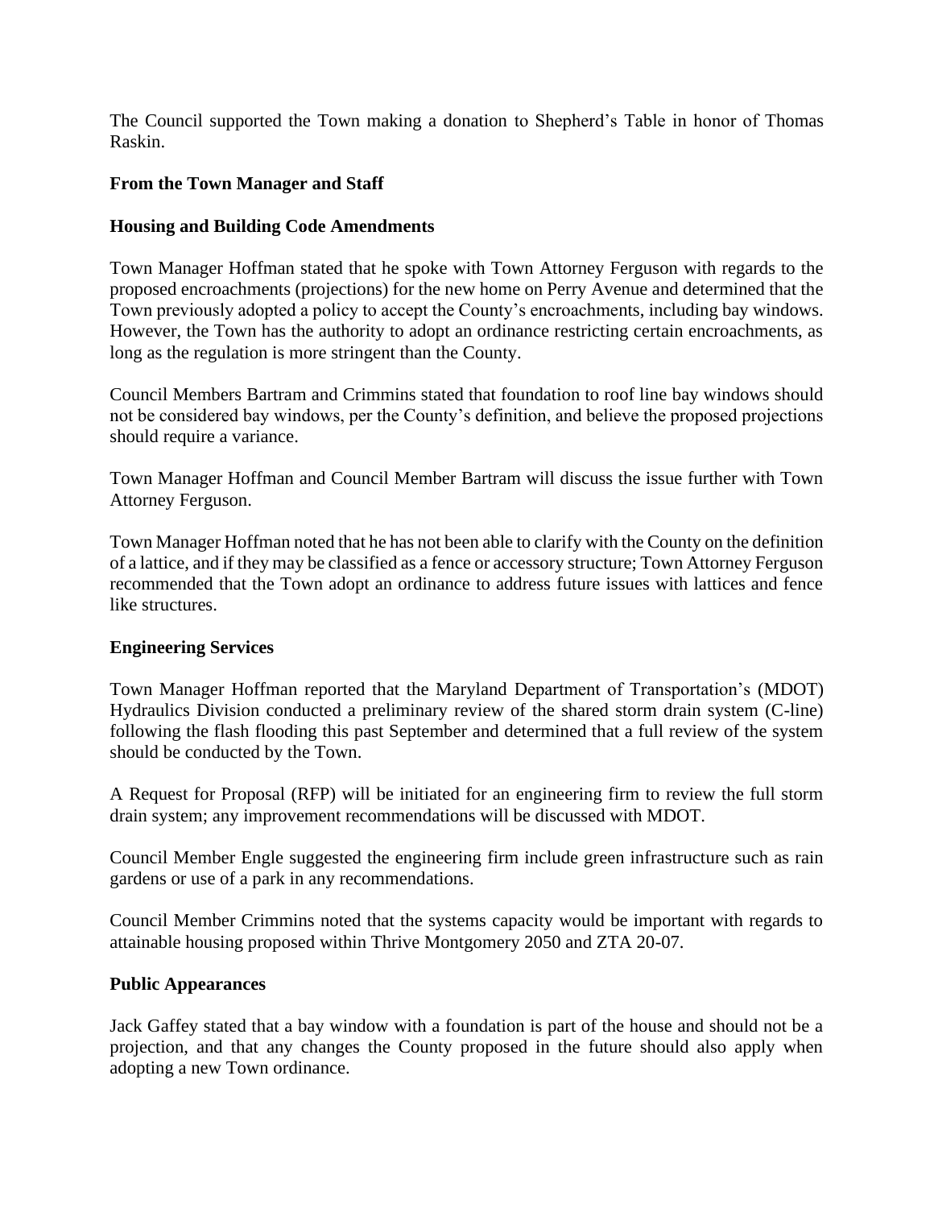The Council supported the Town making a donation to Shepherd's Table in honor of Thomas Raskin.

**From the Town Manager and Staff**

**Housing and Building Code Amendments**

Town Manager Hoffman stated that he spoke with Town Attorney Ferguson with regards to the proposed encroachments (projections) for the new home on Perry Avenue and determined that the Town previously adopted a policy to accept the County's encroachments, including bay windows. However, the Town has the authority to adopt an ordinance restricting certain encroachments, as long as the regulation is more stringent than the County.

Council Members Bartram and Crimmins stated that foundation to roof line bay windows should not be considered bay windows, per the County's definition, and believe the proposed projections should require a variance.

Town Manager Hoffman and Council Member Bartram will discuss the issue further with Town Attorney Ferguson.

Town Manager Hoffman noted that he has not been able to clarify with the County on the definition of a lattice, and if they may be classified as a fence or accessory structure; Town Attorney Ferguson recommended that the Town adopt an ordinance to address future issues with lattices and fence like structures.

**Engineering Services**

Town Manager Hoffman reported that the Maryland Department of Transportation's (MDOT) Hydraulics Division conducted a preliminary review of the shared storm drain system (C-line) following the flash flooding this past September and determined that a full review of the system should be conducted by the Town.

A Request for Proposal (RFP) will be initiated for an engineering firm to review the full storm drain system; any improvement recommendations will be discussed with MDOT.

Council Member Engle suggested the engineering firm include green infrastructure such as rain gardens or use of a park in any recommendations.

Council Member Crimmins noted that the systems capacity would be important with regards to attainable housing proposed within Thrive Montgomery 2050 and ZTA 20-07.

**Public Appearances**

Jack Gaffey stated that a bay window with a foundation is part of the house and should not be a projection, and that any changes the County proposed in the future should also apply when adopting a new Town ordinance.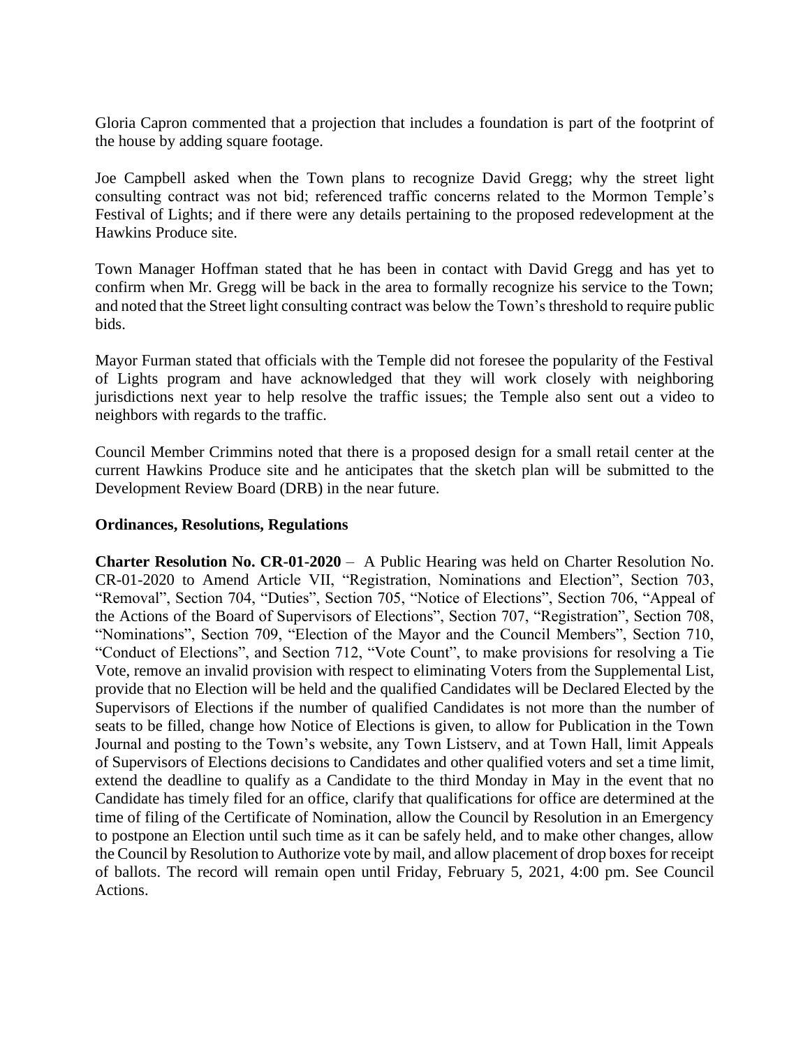Gloria Capron commented that a projection that includes a foundation is part of the footprint of the house by adding square footage.

Joe Campbell asked when the Town plans to recognize David Gregg; why the street light consulting contract was not bid; referenced traffic concerns related to the Mormon Temple's Festival of Lights; and if there were any details pertaining to the proposed redevelopment at the Hawkins Produce site.

Town Manager Hoffman stated that he has been in contact with David Gregg and has yet to confirm when Mr. Gregg will be back in the area to formally recognize his service to the Town; and noted that the Street light consulting contract was below the Town's threshold to require public bids.

Mayor Furman stated that officials with the Temple did not foresee the popularity of the Festival of Lights program and have acknowledged that they will work closely with neighboring jurisdictions next year to help resolve the traffic issues; the Temple also sent out a video to neighbors with regards to the traffic.

Council Member Crimmins noted that there is a proposed design for a small retail center at the current Hawkins Produce site and he anticipates that the sketch plan will be submitted to the Development Review Board (DRB) in the near future.

**Ordinances, Resolutions, Regulations**

**Charter Resolution No. CR-01-2020** – A Public Hearing was held on Charter Resolution No. CR-01-2020 to Amend Article VII, "Registration, Nominations and Election", Section 703, "Removal", Section 704, "Duties", Section 705, "Notice of Elections", Section 706, "Appeal of the Actions of the Board of Supervisors of Elections", Section 707, "Registration", Section 708, "Nominations", Section 709, "Election of the Mayor and the Council Members", Section 710, "Conduct of Elections", and Section 712, "Vote Count", to make provisions for resolving a Tie Vote, remove an invalid provision with respect to eliminating Voters from the Supplemental List, provide that no Election will be held and the qualified Candidates will be Declared Elected by the Supervisors of Elections if the number of qualified Candidates is not more than the number of seats to be filled, change how Notice of Elections is given, to allow for Publication in the Town Journal and posting to the Town's website, any Town Listserv, and at Town Hall, limit Appeals of Supervisors of Elections decisions to Candidates and other qualified voters and set a time limit, extend the deadline to qualify as a Candidate to the third Monday in May in the event that no Candidate has timely filed for an office, clarify that qualifications for office are determined at the time of filing of the Certificate of Nomination, allow the Council by Resolution in an Emergency to postpone an Election until such time as it can be safely held, and to make other changes, allow the Council by Resolution to Authorize vote by mail, and allow placement of drop boxes for receipt of ballots. The record will remain open until Friday, February 5, 2021, 4:00 pm. See Council Actions.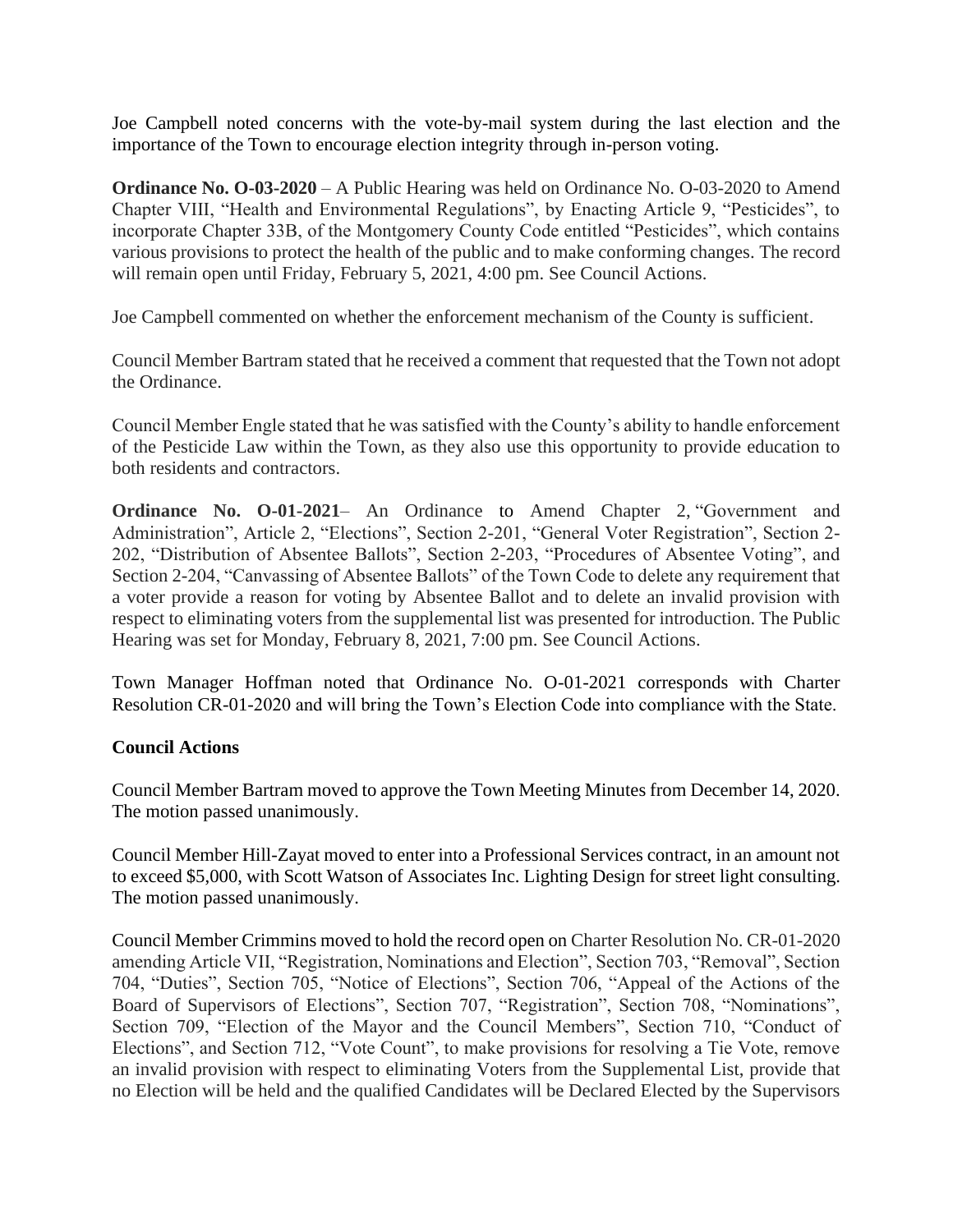Joe Campbell noted concerns with the vote-by-mail system during the last election and the importance of the Town to encourage election integrity through in-person voting.

**Ordinance No. O-03-2020** – A Public Hearing was held on Ordinance No. O-03-2020 to Amend Chapter VIII, "Health and Environmental Regulations", by Enacting Article 9, "Pesticides", to incorporate Chapter 33B, of the Montgomery County Code entitled "Pesticides", which contains various provisions to protect the health of the public and to make conforming changes. The record will remain open until Friday, February 5, 2021, 4:00 pm. See Council Actions.

Joe Campbell commented on whether the enforcement mechanism of the County is sufficient.

Council Member Bartram stated that he received a comment that requested that the Town not adopt the Ordinance.

Council Member Engle stated that he was satisfied with the County's ability to handle enforcement of the Pesticide Law within the Town, as they also use this opportunity to provide education to both residents and contractors.

**Ordinance No. O-01-2021**– An Ordinance to Amend Chapter 2, "Government and Administration", Article 2, "Elections", Section 2-201, "General Voter Registration", Section 2-202, "Distribution of Absentee Ballots", Section 2-203, "Procedures of Absentee Voting", and Section 2-204, "Canvassing of Absentee Ballots" of the Town Code to delete any requirement that a voter provide a reason for voting by Absentee Ballot and to delete an invalid provision with respect to eliminating voters from the supplemental list was presented for introduction. The Public Hearing was set for Monday, February 8, 2021, 7:00 pm. See Council Actions.

Town Manager Hoffman noted that Ordinance No. O-01-2021 corresponds with Charter Resolution CR-01-2020 and will bring the Town's Election Code into compliance with the State.

## Council Actions

Council Member Bartram moved to approve the Town Meeting Minutes from December 14, 2020. The motion passed unanimously.

Council Member Hill-Zayat moved to enter into a Professional Services contract, in an amount not to exceed $5,000, with Scott Watson of Associates Inc. Lighting Design for street light consulting. The motion passed unanimously.

Council Member Crimmins moved to hold the record open on Charter Resolution No. CR-01-2020 amending Article VII, "Registration, Nominations and Election", Section 703, "Removal", Section 704, "Duties", Section 705, "Notice of Elections", Section 706, "Appeal of the Actions of the Board of Supervisors of Elections", Section 707, "Registration", Section 708, "Nominations", Section 709, "Election of the Mayor and the Council Members", Section 710, "Conduct of Elections", and Section 712, "Vote Count", to make provisions for resolving a Tie Vote, remove an invalid provision with respect to eliminating Voters from the Supplemental List, provide that no Election will be held and the qualified Candidates will be Declared Elected by the Supervisors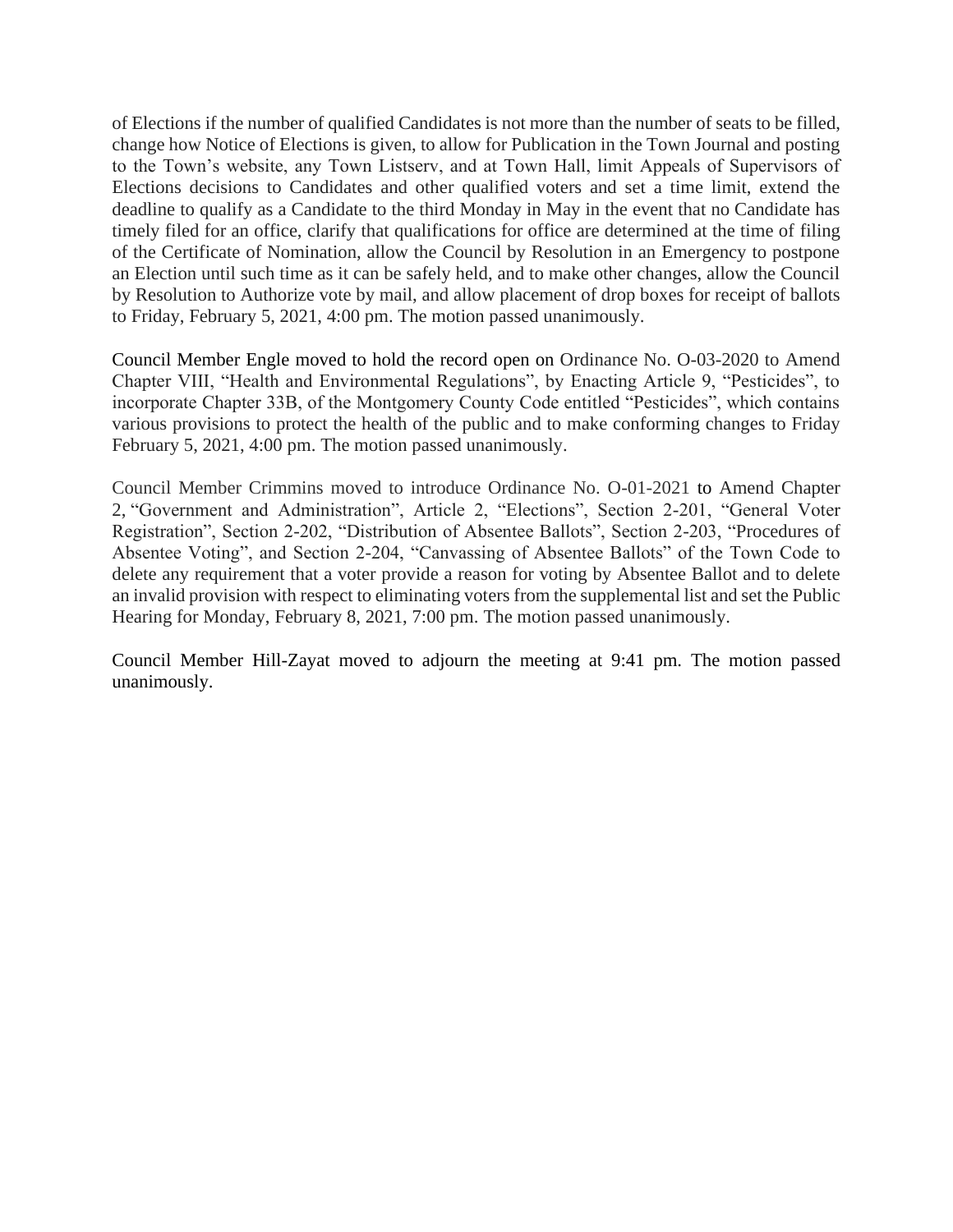of Elections if the number of qualified Candidates is not more than the number of seats to be filled, change how Notice of Elections is given, to allow for Publication in the Town Journal and posting to the Town's website, any Town Listserv, and at Town Hall, limit Appeals of Supervisors of Elections decisions to Candidates and other qualified voters and set a time limit, extend the deadline to qualify as a Candidate to the third Monday in May in the event that no Candidate has timely filed for an office, clarify that qualifications for office are determined at the time of filing of the Certificate of Nomination, allow the Council by Resolution in an Emergency to postpone an Election until such time as it can be safely held, and to make other changes, allow the Council by Resolution to Authorize vote by mail, and allow placement of drop boxes for receipt of ballots to Friday, February 5, 2021, 4:00 pm. The motion passed unanimously.

Council Member Engle moved to hold the record open on Ordinance No. O-03-2020 to Amend Chapter VIII, "Health and Environmental Regulations", by Enacting Article 9, "Pesticides", to incorporate Chapter 33B, of the Montgomery County Code entitled "Pesticides", which contains various provisions to protect the health of the public and to make conforming changes to Friday February 5, 2021, 4:00 pm. The motion passed unanimously.

Council Member Crimmins moved to introduce Ordinance No. O-01-2021 to Amend Chapter 2, "Government and Administration", Article 2, "Elections", Section 2-201, "General Voter Registration", Section 2-202, "Distribution of Absentee Ballots", Section 2-203, "Procedures of Absentee Voting", and Section 2-204, "Canvassing of Absentee Ballots" of the Town Code to delete any requirement that a voter provide a reason for voting by Absentee Ballot and to delete an invalid provision with respect to eliminating voters from the supplemental list and set the Public Hearing for Monday, February 8, 2021, 7:00 pm. The motion passed unanimously.

Council Member Hill-Zayat moved to adjourn the meeting at 9:41 pm. The motion passed unanimously.